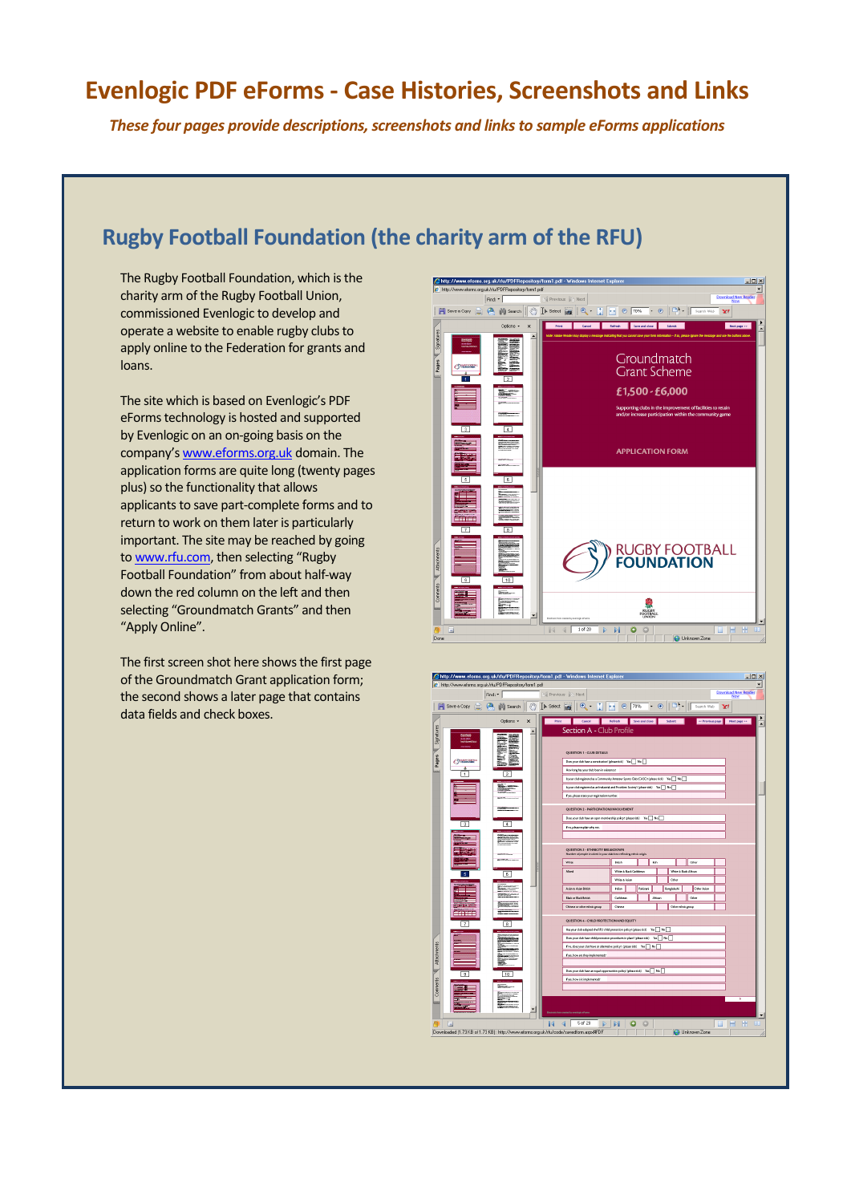# Evenlogic PDF eForms - Case Histories, Screenshots and Links

*These four pages provide descriptions, screenshots and links to sample eForms applications*

## Rugby Football Foundation (the charity arm of the RFU)

The Rugby Football Foundation, which is the charity arm of the Rugby Football Union, commissioned Evenlogic to develop and operate a website to enable rugby clubs to apply online to the Federation for grants and loans.

The site which is based on Evenlogic's PDF eForms technology is hosted and supported by Evenlogic on an on-going basis on the company's www.eforms.org.uk domain. The application forms are quite long (twenty pages plus) so the functionality that allows applicants to save part-complete forms and to return to work on them later is particularly important. The site may be reached by going to www.rfu.com, then selecting "Rugby Football Foundation" from about half-way down the red column on the left and then selecting "Groundmatch Grants" and then "Apply Online".

The first screen shot here shows the first page of the Groundmatch Grant application form; the second shows a later page that contains data fields and check boxes.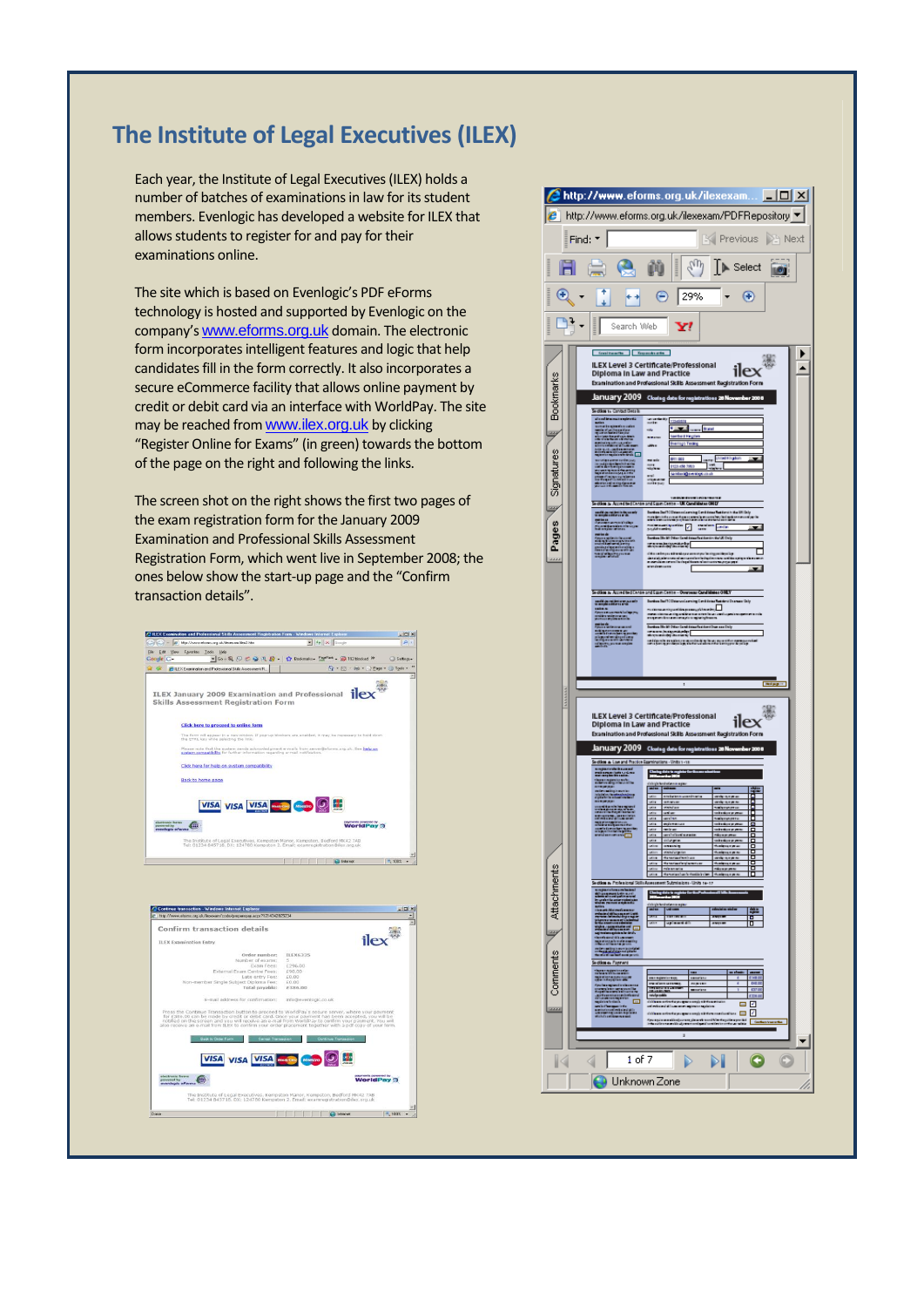# The Institute of Legal Executives (ILEX)

Each year, the Institute of Legal Executives (ILEX) holds a number of batches of examinations in law for its student members. Evenlogic has developed a website for ILEX that allows students to register for and pay for their examinations online.

The site which is based on Evenlogic's PDF eForms technology is hosted and supported by Evenlogic on the company's www.eforms.org.uk domain. The electronic form incorporates intelligent features and logic that help candidates fill in the form correctly. It also incorporates a secure eCommerce facility that allows online payment by credit or debit card via an interface with WorldPay. The site may be reached from www.ilex.org.uk by clicking "Register Online for Exams" (in green) towards the bottom of the page on the right and following the links.

The screen shot on the right shows the first two pages of the exam registration form for the January 2009 Examination and Professional Skills Assessment Registration Form, which went live in September 2008; the ones below show the start-up page and the "Confirm transaction details".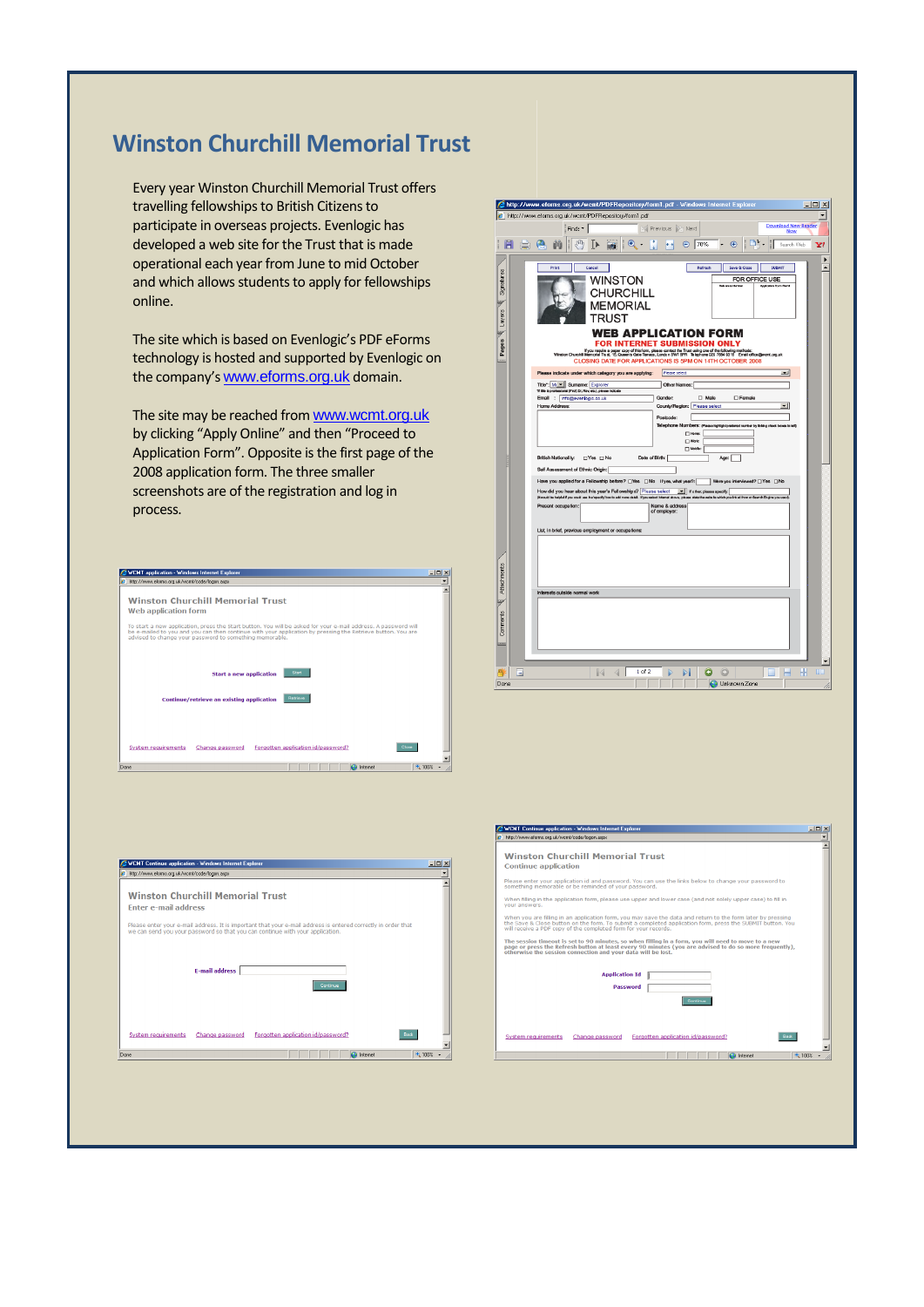# Winston Churchill Memorial Trust

Every year Winston Churchill Memorial Trust offers travelling fellowships to British Citizens to participate in overseas projects. Evenlogic has developed a web site for the Trust that is made operational each year from June to mid October and which allows students to apply for fellowships online.

The site which is based on Evenlogic's PDF eForms technology is hosted and supported by Evenlogic on the company's www.eforms.org.uk domain.

The site may be reached from www.wcmt.org.uk by clicking "Apply Online" and then "Proceed to Application Form". Opposite is the first page of the 2008 application form. The three smaller screenshots are of the registration and log in process.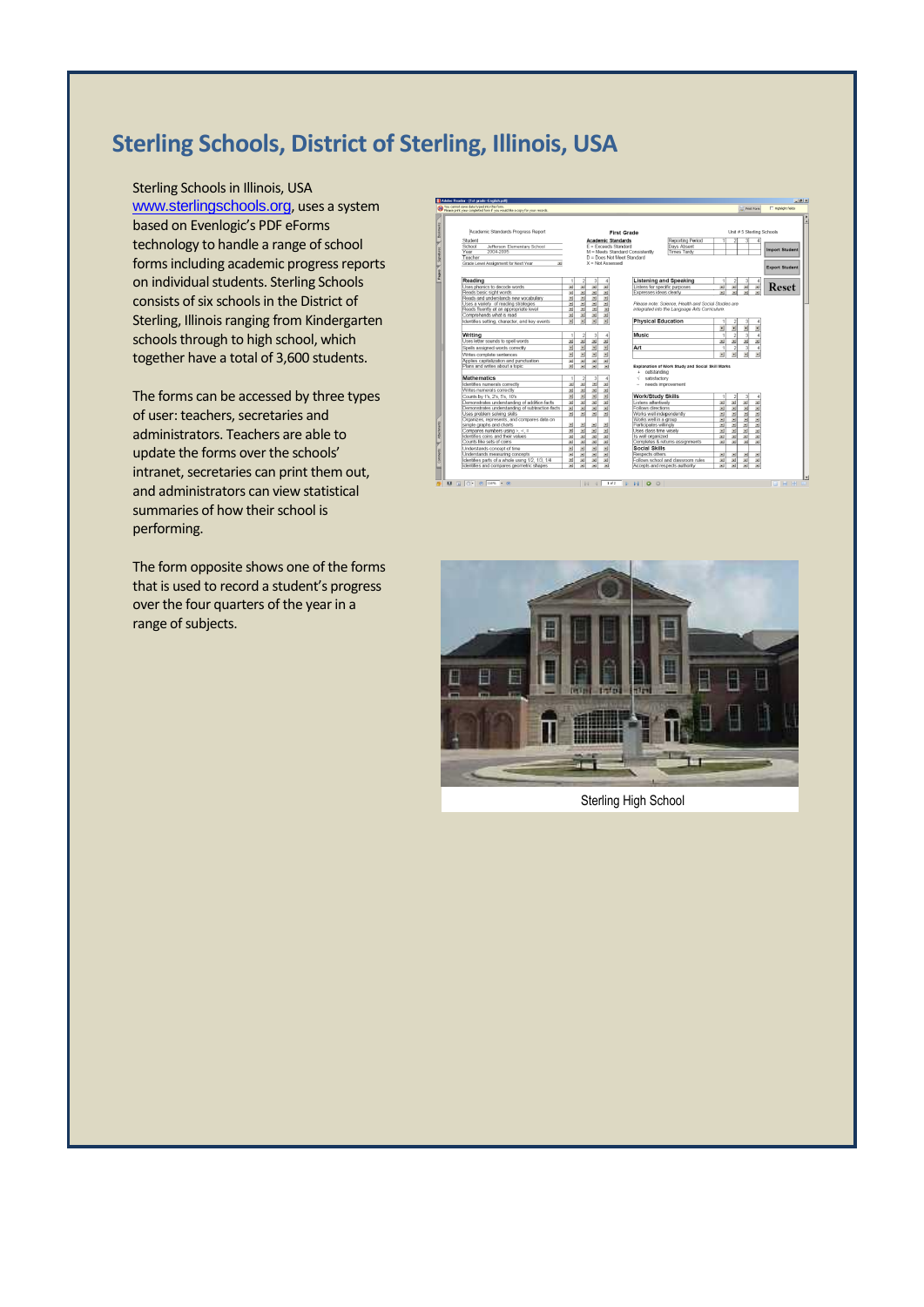## Sterling Schools, District of Sterling, Illinois, USA

Sterling Schools in Illinois, USA www.sterlingschools.org, uses a system based on Evenlogic's PDF eForms technology to handle a range of school forms including academic progress reports on individual students. Sterling Schools consists of six schools in the District of Sterling, Illinois ranging from Kindergarten schools through to high school, which together have a total of 3,600 students.

The forms can be accessed by three types of user: teachers, secretaries and administrators. Teachers are able to update the forms over the schools' intranet, secretaries can print them out, and administrators can view statistical summaries of how their school is performing.

The form opposite shows one of the forms that is used to record a student's progress over the four quarters of the year in a range of subjects.

Sterling High School